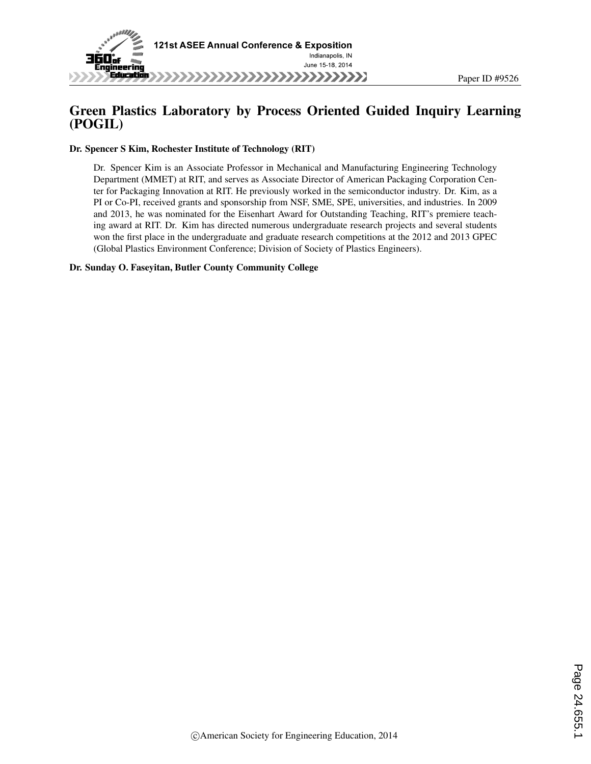Paper ID #9526

# Green Plastics Laboratory by Process Oriented Guided Inquiry Learning (POGIL)

**Dr. Spencer S Kim, Rochester Institute of Technology (RIT)**

Dr. Spencer Kim is an Associate Professor in Mechanical and Manufacturing Engineering Technology Department (MMET) at RIT, and serves as Associate Director of American Packaging Corporation Center for Packaging Innovation at RIT. He previously worked in the semiconductor industry. Dr. Kim, as a PI or Co-PI, received grants and sponsorship from NSF, SME, SPE, universities, and industries. In 2009 and 2013, he was nominated for the Eisenhart Award for Outstanding Teaching, RIT's premiere teaching award at RIT. Dr. Kim has directed numerous undergraduate research projects and several students won the first place in the undergraduate and graduate research competitions at the 2012 and 2013 GPEC (Global Plastics Environment Conference; Division of Society of Plastics Engineers).

**Dr. Sunday O. Faseyitan, Butler County Community College**

©American Society for Engineering Education, 2014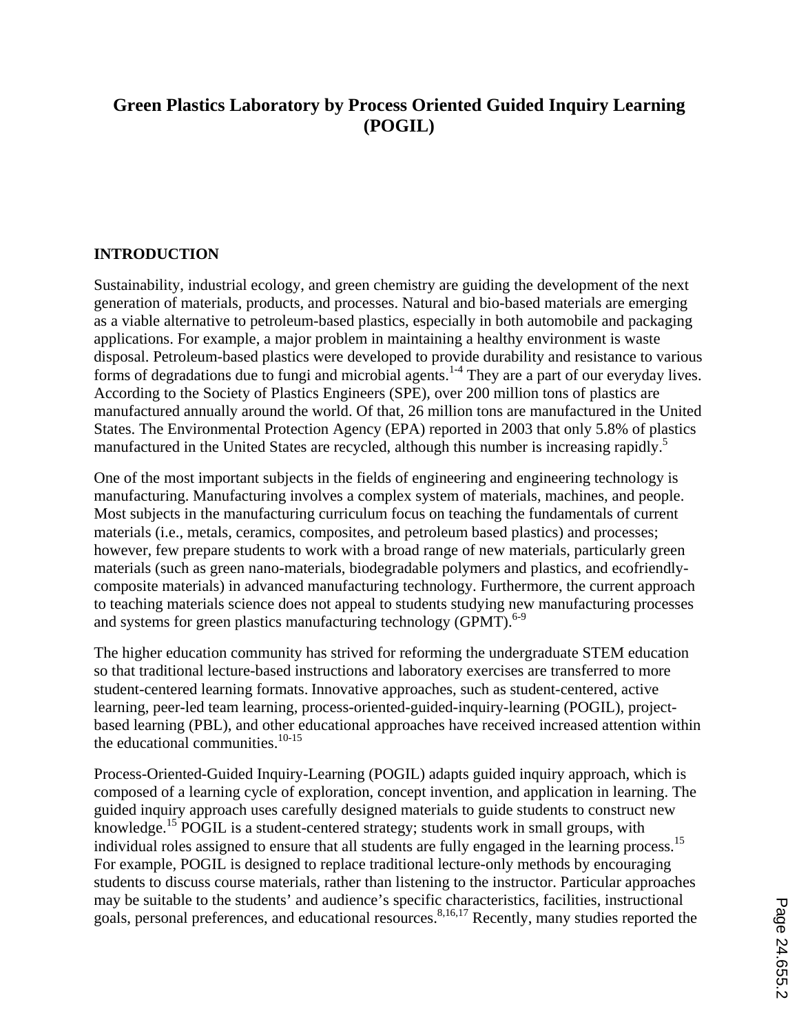# Green Plastics Laboratory by Process Oriented Guided Inquiry Learning (POGIL)

## INTRODUCTION

Sustainability, industrial ecology, and green chemistry are guiding the development of the next generation of materials, products, and processes. Natural and bio-based materials are emerging as a viable alternative to petroleum-based plastics, especially in both automobile and packaging applications. For example, a major problem in maintaining a healthy environment is waste disposal. Petroleum-based plastics were developed to provide durability and resistance to various forms of degradations due to fungi and microbial agents.[1-4] They are a part of our everyday lives. According to the Society of Plastics Engineers (SPE), over 200 million tons of plastics are manufactured annually around the world. Of that, 26 million tons are manufactured in the United States. The Environmental Protection Agency (EPA) reported in 2003 that only 5.8% of plastics manufactured in the United States are recycled, although this number is increasing rapidly.[5]

One of the most important subjects in the fields of engineering and engineering technology is manufacturing. Manufacturing involves a complex system of materials, machines, and people. Most subjects in the manufacturing curriculum focus on teaching the fundamentals of current materials (i.e., metals, ceramics, composites, and petroleum based plastics) and processes; however, few prepare students to work with a broad range of new materials, particularly green materials (such as green nano-materials, biodegradable polymers and plastics, and ecofriendly-composite materials) in advanced manufacturing technology. Furthermore, the current approach to teaching materials science does not appeal to students studying new manufacturing processes and systems for green plastics manufacturing technology (GPMT).[6-9]

The higher education community has strived for reforming the undergraduate STEM education so that traditional lecture-based instructions and laboratory exercises are transferred to more student-centered learning formats. Innovative approaches, such as student-centered, active learning, peer-led team learning, process-oriented-guided-inquiry-learning (POGIL), project-based learning (PBL), and other educational approaches have received increased attention within the educational communities.[10-15]

Process-Oriented-Guided Inquiry-Learning (POGIL) adapts guided inquiry approach, which is composed of a learning cycle of exploration, concept invention, and application in learning. The guided inquiry approach uses carefully designed materials to guide students to construct new knowledge.[15] POGIL is a student-centered strategy; students work in small groups, with individual roles assigned to ensure that all students are fully engaged in the learning process.[15] For example, POGIL is designed to replace traditional lecture-only methods by encouraging students to discuss course materials, rather than listening to the instructor. Particular approaches may be suitable to the students' and audience's specific characteristics, facilities, instructional goals, personal preferences, and educational resources.[8,16,17] Recently, many studies reported the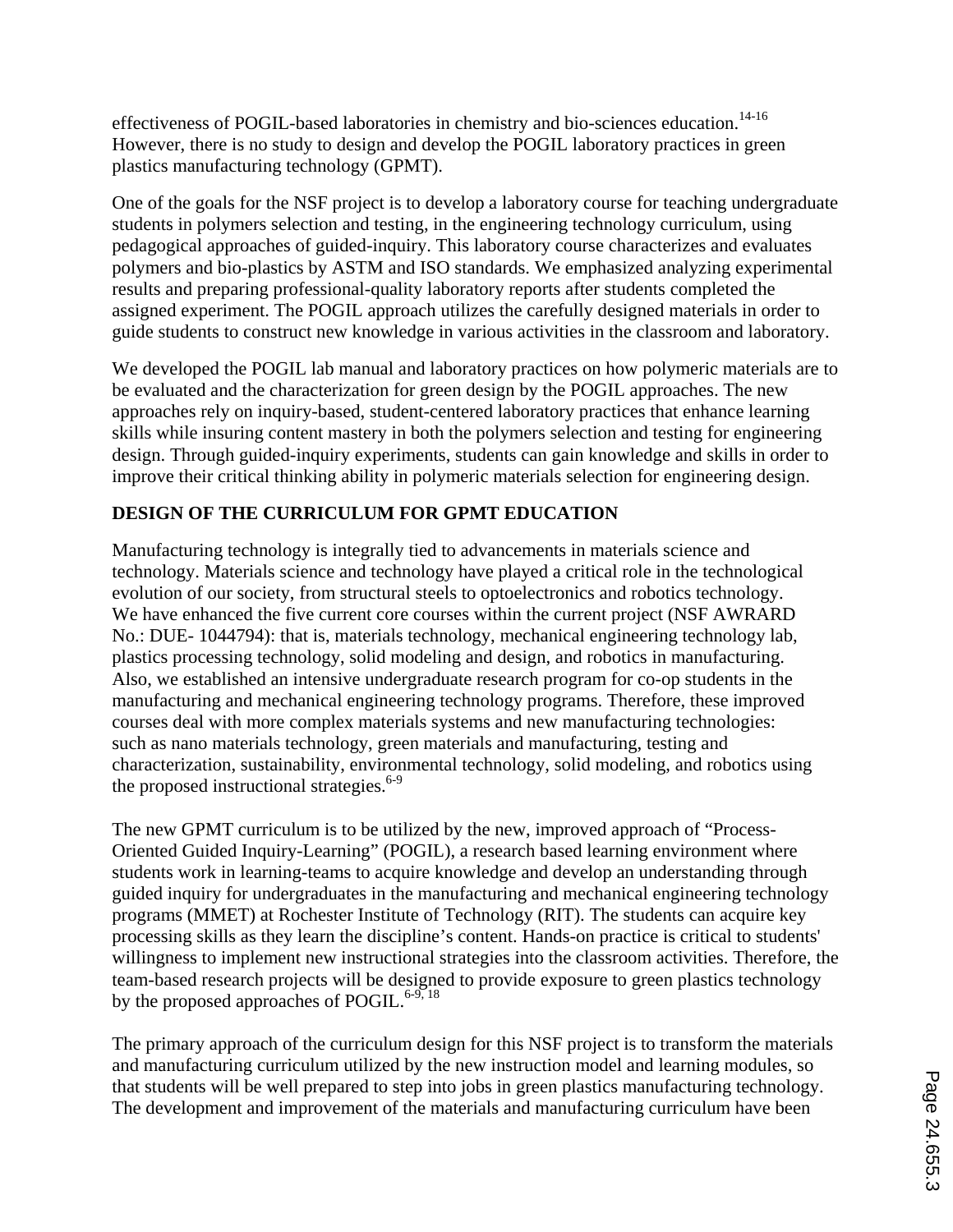effectiveness of POGIL-based laboratories in chemistry and bio-sciences education.[14-16] However, there is no study to design and develop the POGIL laboratory practices in green plastics manufacturing technology (GPMT).

One of the goals for the NSF project is to develop a laboratory course for teaching undergraduate students in polymers selection and testing, in the engineering technology curriculum, using pedagogical approaches of guided-inquiry. This laboratory course characterizes and evaluates polymers and bio-plastics by ASTM and ISO standards. We emphasized analyzing experimental results and preparing professional-quality laboratory reports after students completed the assigned experiment. The POGIL approach utilizes the carefully designed materials in order to guide students to construct new knowledge in various activities in the classroom and laboratory.

We developed the POGIL lab manual and laboratory practices on how polymeric materials are to be evaluated and the characterization for green design by the POGIL approaches. The new approaches rely on inquiry-based, student-centered laboratory practices that enhance learning skills while insuring content mastery in both the polymers selection and testing for engineering design. Through guided-inquiry experiments, students can gain knowledge and skills in order to improve their critical thinking ability in polymeric materials selection for engineering design.

## DESIGN OF THE CURRICULUM FOR GPMT EDUCATION

Manufacturing technology is integrally tied to advancements in materials science and technology. Materials science and technology have played a critical role in the technological evolution of our society, from structural steels to optoelectronics and robotics technology. We have enhanced the five current core courses within the current project (NSF AWRARD No.: DUE- 1044794): that is, materials technology, mechanical engineering technology lab, plastics processing technology, solid modeling and design, and robotics in manufacturing. Also, we established an intensive undergraduate research program for co-op students in the manufacturing and mechanical engineering technology programs. Therefore, these improved courses deal with more complex materials systems and new manufacturing technologies: such as nano materials technology, green materials and manufacturing, testing and characterization, sustainability, environmental technology, solid modeling, and robotics using the proposed instructional strategies.[6-9]

The new GPMT curriculum is to be utilized by the new, improved approach of "Process-Oriented Guided Inquiry-Learning" (POGIL), a research based learning environment where students work in learning-teams to acquire knowledge and develop an understanding through guided inquiry for undergraduates in the manufacturing and mechanical engineering technology programs (MMET) at Rochester Institute of Technology (RIT). The students can acquire key processing skills as they learn the discipline's content. Hands-on practice is critical to students' willingness to implement new instructional strategies into the classroom activities. Therefore, the team-based research projects will be designed to provide exposure to green plastics technology by the proposed approaches of POGIL.[6-9, 18]

The primary approach of the curriculum design for this NSF project is to transform the materials and manufacturing curriculum utilized by the new instruction model and learning modules, so that students will be well prepared to step into jobs in green plastics manufacturing technology. The development and improvement of the materials and manufacturing curriculum have been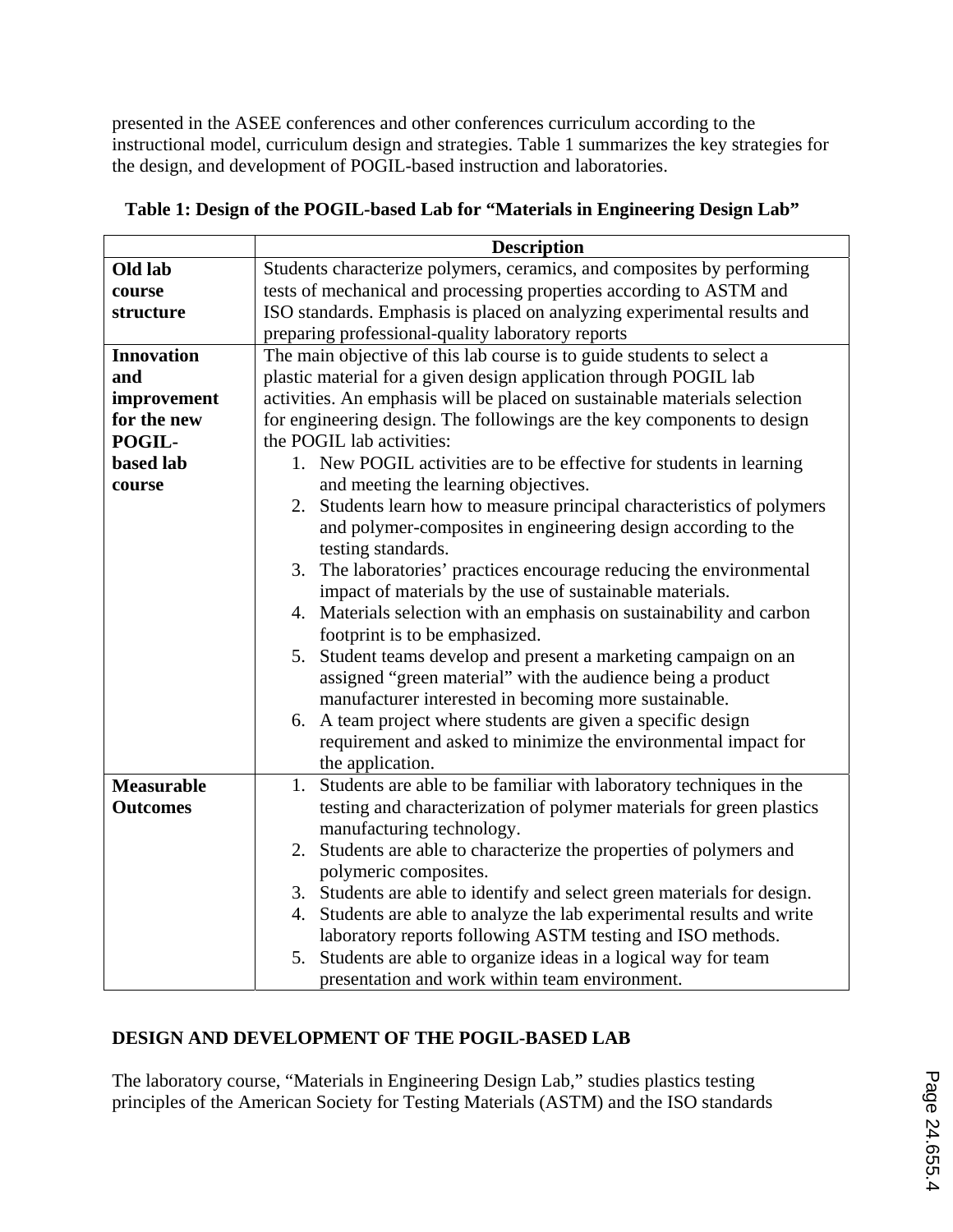presented in the ASEE conferences and other conferences curriculum according to the instructional model, curriculum design and strategies. Table 1 summarizes the key strategies for the design, and development of POGIL-based instruction and laboratories.

**Table 1: Design of the POGIL-based Lab for "Materials in Engineering Design Lab"**

| | **Description** |
|---|---|
| **Old lab course structure** | Students characterize polymers, ceramics, and composites by performing tests of mechanical and processing properties according to ASTM and ISO standards. Emphasis is placed on analyzing experimental results and preparing professional-quality laboratory reports |
| **Innovation and improvement for the new POGIL-based lab course** | The main objective of this lab course is to guide students to select a plastic material for a given design application through POGIL lab activities. An emphasis will be placed on sustainable materials selection for engineering design. The followings are the key components to design the POGIL lab activities: 1. New POGIL activities are to be effective for students in learning and meeting the learning objectives. 2. Students learn how to measure principal characteristics of polymers and polymer-composites in engineering design according to the testing standards. 3. The laboratories' practices encourage reducing the environmental impact of materials by the use of sustainable materials. 4. Materials selection with an emphasis on sustainability and carbon footprint is to be emphasized. 5. Student teams develop and present a marketing campaign on an assigned "green material" with the audience being a product manufacturer interested in becoming more sustainable. 6. A team project where students are given a specific design requirement and asked to minimize the environmental impact for the application. |
| **Measurable Outcomes** | 1. Students are able to be familiar with laboratory techniques in the testing and characterization of polymer materials for green plastics manufacturing technology. 2. Students are able to characterize the properties of polymers and polymeric composites. 3. Students are able to identify and select green materials for design. 4. Students are able to analyze the lab experimental results and write laboratory reports following ASTM testing and ISO methods. 5. Students are able to organize ideas in a logical way for team presentation and work within team environment. |

## DESIGN AND DEVELOPMENT OF THE POGIL-BASED LAB

The laboratory course, "Materials in Engineering Design Lab," studies plastics testing principles of the American Society for Testing Materials (ASTM) and the ISO standards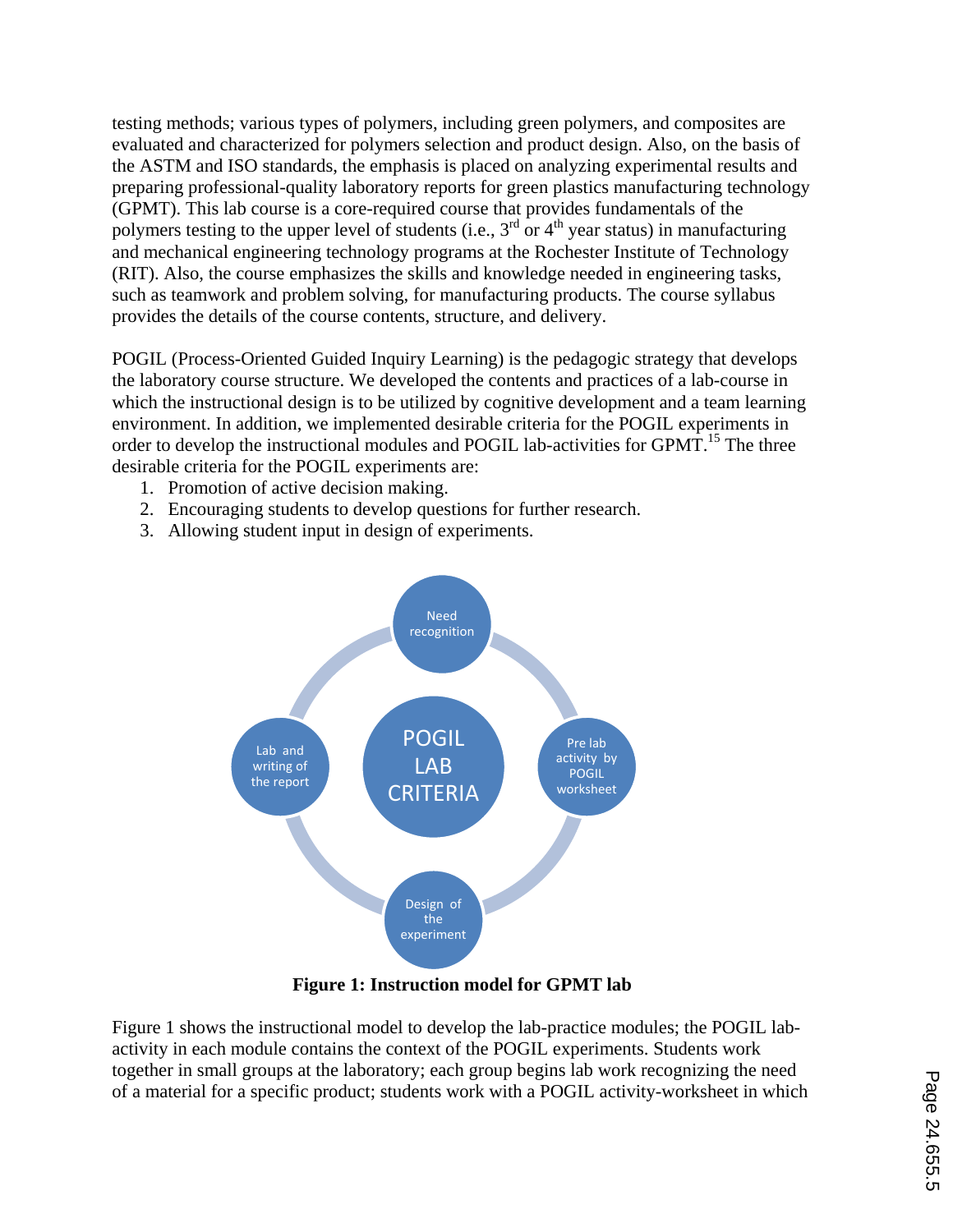testing methods; various types of polymers, including green polymers, and composites are evaluated and characterized for polymers selection and product design. Also, on the basis of the ASTM and ISO standards, the emphasis is placed on analyzing experimental results and preparing professional-quality laboratory reports for green plastics manufacturing technology (GPMT). This lab course is a core-required course that provides fundamentals of the polymers testing to the upper level of students (i.e., 3rd or 4th year status) in manufacturing and mechanical engineering technology programs at the Rochester Institute of Technology (RIT). Also, the course emphasizes the skills and knowledge needed in engineering tasks, such as teamwork and problem solving, for manufacturing products. The course syllabus provides the details of the course contents, structure, and delivery.

POGIL (Process-Oriented Guided Inquiry Learning) is the pedagogic strategy that develops the laboratory course structure. We developed the contents and practices of a lab-course in which the instructional design is to be utilized by cognitive development and a team learning environment. In addition, we implemented desirable criteria for the POGIL experiments in order to develop the instructional modules and POGIL lab-activities for GPMT.[15] The three desirable criteria for the POGIL experiments are:

1. Promotion of active decision making.
2. Encouraging students to develop questions for further research.
3. Allowing student input in design of experiments.

**Figure 1: Instruction model for GPMT lab**

Figure 1 shows the instructional model to develop the lab-practice modules; the POGIL lab-activity in each module contains the context of the POGIL experiments. Students work together in small groups at the laboratory; each group begins lab work recognizing the need of a material for a specific product; students work with a POGIL activity-worksheet in which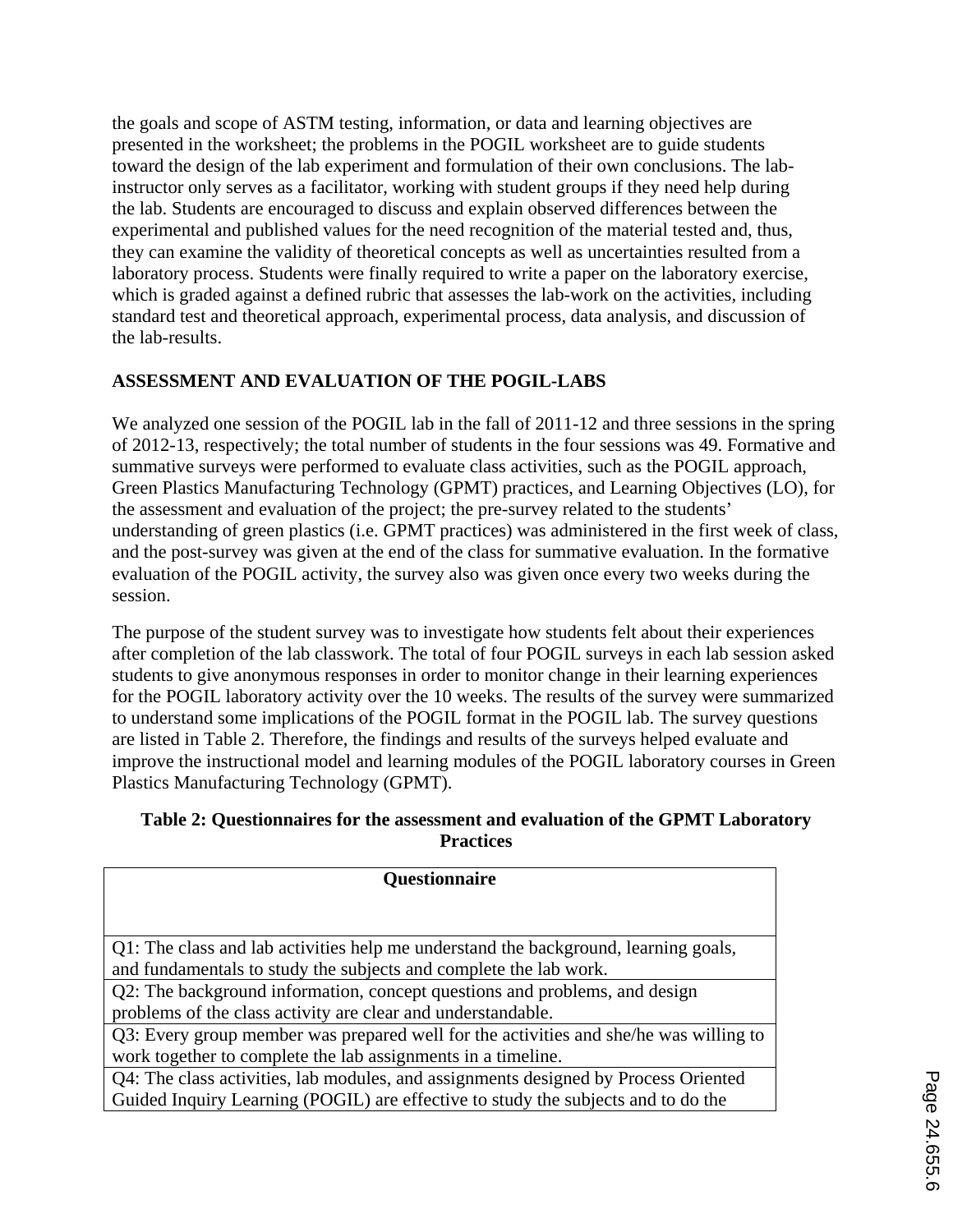the goals and scope of ASTM testing, information, or data and learning objectives are presented in the worksheet; the problems in the POGIL worksheet are to guide students toward the design of the lab experiment and formulation of their own conclusions. The lab-instructor only serves as a facilitator, working with student groups if they need help during the lab. Students are encouraged to discuss and explain observed differences between the experimental and published values for the need recognition of the material tested and, thus, they can examine the validity of theoretical concepts as well as uncertainties resulted from a laboratory process. Students were finally required to write a paper on the laboratory exercise, which is graded against a defined rubric that assesses the lab-work on the activities, including standard test and theoretical approach, experimental process, data analysis, and discussion of the lab-results.

## ASSESSMENT AND EVALUATION OF THE POGIL-LABS

We analyzed one session of the POGIL lab in the fall of 2011-12 and three sessions in the spring of 2012-13, respectively; the total number of students in the four sessions was 49. Formative and summative surveys were performed to evaluate class activities, such as the POGIL approach, Green Plastics Manufacturing Technology (GPMT) practices, and Learning Objectives (LO), for the assessment and evaluation of the project; the pre-survey related to the students' understanding of green plastics (i.e. GPMT practices) was administered in the first week of class, and the post-survey was given at the end of the class for summative evaluation. In the formative evaluation of the POGIL activity, the survey also was given once every two weeks during the session.

The purpose of the student survey was to investigate how students felt about their experiences after completion of the lab classwork. The total of four POGIL surveys in each lab session asked students to give anonymous responses in order to monitor change in their learning experiences for the POGIL laboratory activity over the 10 weeks. The results of the survey were summarized to understand some implications of the POGIL format in the POGIL lab. The survey questions are listed in Table 2. Therefore, the findings and results of the surveys helped evaluate and improve the instructional model and learning modules of the POGIL laboratory courses in Green Plastics Manufacturing Technology (GPMT).

**Table 2: Questionnaires for the assessment and evaluation of the GPMT Laboratory Practices**

| Questionnaire |
|---|
| Q1: The class and lab activities help me understand the background, learning goals, and fundamentals to study the subjects and complete the lab work. |
| Q2: The background information, concept questions and problems, and design problems of the class activity are clear and understandable. |
| Q3: Every group member was prepared well for the activities and she/he was willing to work together to complete the lab assignments in a timeline. |
| Q4: The class activities, lab modules, and assignments designed by Process Oriented Guided Inquiry Learning (POGIL) are effective to study the subjects and to do the |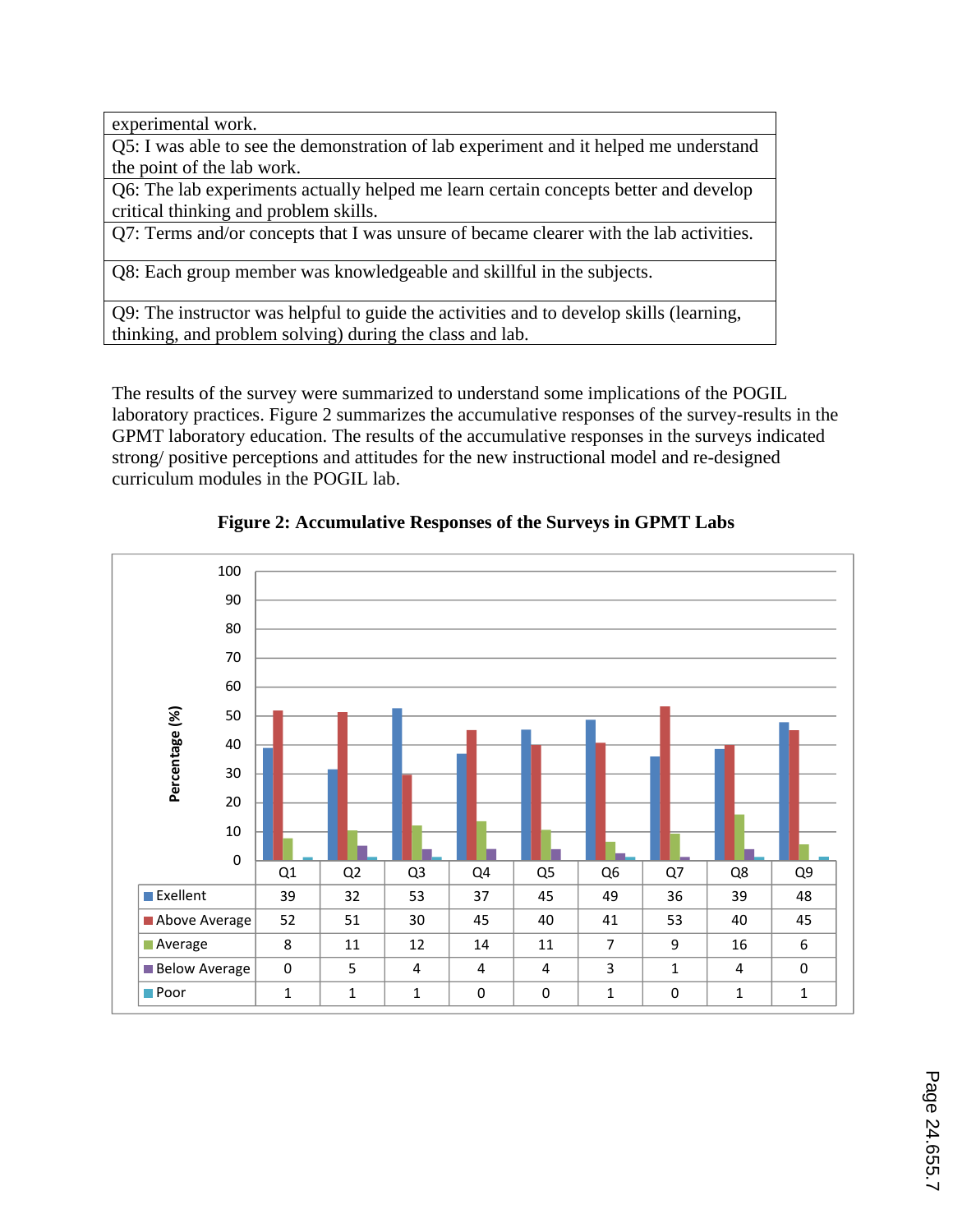| experimental work. |
|---|
| Q5: I was able to see the demonstration of lab experiment and it helped me understand the point of the lab work. |
| Q6: The lab experiments actually helped me learn certain concepts better and develop critical thinking and problem skills. |
| Q7: Terms and/or concepts that I was unsure of became clearer with the lab activities. |
| Q8: Each group member was knowledgeable and skillful in the subjects. |
| Q9: The instructor was helpful to guide the activities and to develop skills (learning, thinking, and problem solving) during the class and lab. |

The results of the survey were summarized to understand some implications of the POGIL laboratory practices. Figure 2 summarizes the accumulative responses of the survey-results in the GPMT laboratory education. The results of the accumulative responses in the surveys indicated strong/ positive perceptions and attitudes for the new instructional model and re-designed curriculum modules in the POGIL lab.

**Figure 2: Accumulative Responses of the Surveys in GPMT Labs**

| | Q1 | Q2 | Q3 | Q4 | Q5 | Q6 | Q7 | Q8 | Q9 |
|---|---|---|---|---|---|---|---|---|---|
| Exellent | 39 | 32 | 53 | 37 | 45 | 49 | 36 | 39 | 48 |
| Above Average | 52 | 51 | 30 | 45 | 40 | 41 | 53 | 40 | 45 |
| Average | 8 | 11 | 12 | 14 | 11 | 7 | 9 | 16 | 6 |
| Below Average | 0 | 5 | 4 | 4 | 4 | 3 | 1 | 4 | 0 |
| Poor | 1 | 1 | 1 | 0 | 0 | 1 | 0 | 1 | 1 |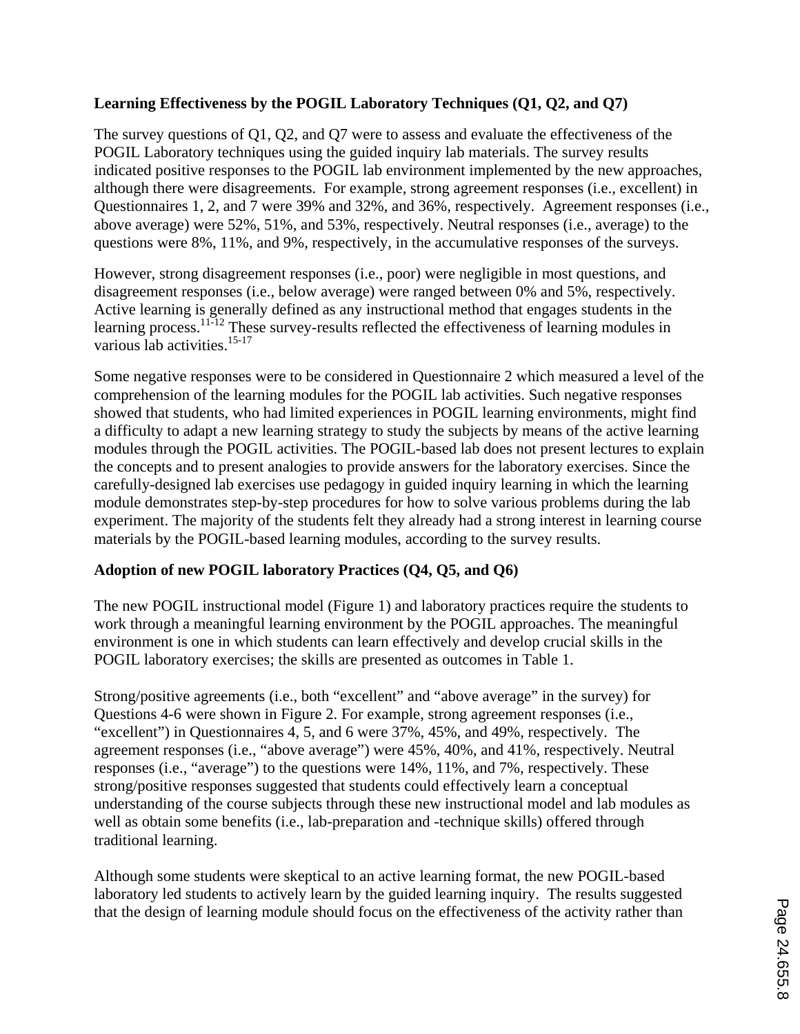**Learning Effectiveness by the POGIL Laboratory Techniques (Q1, Q2, and Q7)**

The survey questions of Q1, Q2, and Q7 were to assess and evaluate the effectiveness of the POGIL Laboratory techniques using the guided inquiry lab materials. The survey results indicated positive responses to the POGIL lab environment implemented by the new approaches, although there were disagreements. For example, strong agreement responses (i.e., excellent) in Questionnaires 1, 2, and 7 were 39% and 32%, and 36%, respectively. Agreement responses (i.e., above average) were 52%, 51%, and 53%, respectively. Neutral responses (i.e., average) to the questions were 8%, 11%, and 9%, respectively, in the accumulative responses of the surveys.

However, strong disagreement responses (i.e., poor) were negligible in most questions, and disagreement responses (i.e., below average) were ranged between 0% and 5%, respectively. Active learning is generally defined as any instructional method that engages students in the learning process.[11-12] These survey-results reflected the effectiveness of learning modules in various lab activities.[15-17]

Some negative responses were to be considered in Questionnaire 2 which measured a level of the comprehension of the learning modules for the POGIL lab activities. Such negative responses showed that students, who had limited experiences in POGIL learning environments, might find a difficulty to adapt a new learning strategy to study the subjects by means of the active learning modules through the POGIL activities. The POGIL-based lab does not present lectures to explain the concepts and to present analogies to provide answers for the laboratory exercises. Since the carefully-designed lab exercises use pedagogy in guided inquiry learning in which the learning module demonstrates step-by-step procedures for how to solve various problems during the lab experiment. The majority of the students felt they already had a strong interest in learning course materials by the POGIL-based learning modules, according to the survey results.

**Adoption of new POGIL laboratory Practices (Q4, Q5, and Q6)**

The new POGIL instructional model (Figure 1) and laboratory practices require the students to work through a meaningful learning environment by the POGIL approaches. The meaningful environment is one in which students can learn effectively and develop crucial skills in the POGIL laboratory exercises; the skills are presented as outcomes in Table 1.

Strong/positive agreements (i.e., both "excellent" and "above average" in the survey) for Questions 4-6 were shown in Figure 2. For example, strong agreement responses (i.e., "excellent") in Questionnaires 4, 5, and 6 were 37%, 45%, and 49%, respectively. The agreement responses (i.e., "above average") were 45%, 40%, and 41%, respectively. Neutral responses (i.e., "average") to the questions were 14%, 11%, and 7%, respectively. These strong/positive responses suggested that students could effectively learn a conceptual understanding of the course subjects through these new instructional model and lab modules as well as obtain some benefits (i.e., lab-preparation and -technique skills) offered through traditional learning.

Although some students were skeptical to an active learning format, the new POGIL-based laboratory led students to actively learn by the guided learning inquiry. The results suggested that the design of learning module should focus on the effectiveness of the activity rather than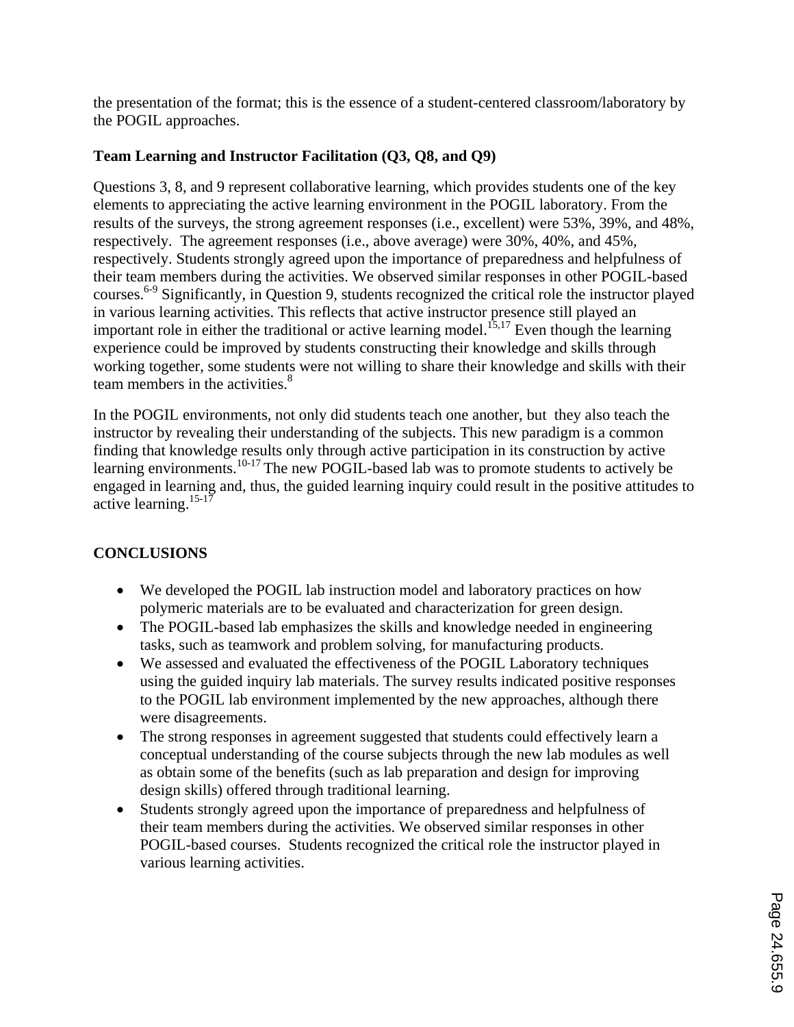the presentation of the format; this is the essence of a student-centered classroom/laboratory by the POGIL approaches.

**Team Learning and Instructor Facilitation (Q3, Q8, and Q9)**

Questions 3, 8, and 9 represent collaborative learning, which provides students one of the key elements to appreciating the active learning environment in the POGIL laboratory. From the results of the surveys, the strong agreement responses (i.e., excellent) were 53%, 39%, and 48%, respectively. The agreement responses (i.e., above average) were 30%, 40%, and 45%, respectively. Students strongly agreed upon the importance of preparedness and helpfulness of their team members during the activities. We observed similar responses in other POGIL-based courses.[6-9] Significantly, in Question 9, students recognized the critical role the instructor played in various learning activities. This reflects that active instructor presence still played an important role in either the traditional or active learning model.[15,17] Even though the learning experience could be improved by students constructing their knowledge and skills through working together, some students were not willing to share their knowledge and skills with their team members in the activities.[8]

In the POGIL environments, not only did students teach one another, but they also teach the instructor by revealing their understanding of the subjects. This new paradigm is a common finding that knowledge results only through active participation in its construction by active learning environments.[10-17] The new POGIL-based lab was to promote students to actively be engaged in learning and, thus, the guided learning inquiry could result in the positive attitudes to active learning.[15-17]

## CONCLUSIONS

- We developed the POGIL lab instruction model and laboratory practices on how polymeric materials are to be evaluated and characterization for green design.
- The POGIL-based lab emphasizes the skills and knowledge needed in engineering tasks, such as teamwork and problem solving, for manufacturing products.
- We assessed and evaluated the effectiveness of the POGIL Laboratory techniques using the guided inquiry lab materials. The survey results indicated positive responses to the POGIL lab environment implemented by the new approaches, although there were disagreements.
- The strong responses in agreement suggested that students could effectively learn a conceptual understanding of the course subjects through the new lab modules as well as obtain some of the benefits (such as lab preparation and design for improving design skills) offered through traditional learning.
- Students strongly agreed upon the importance of preparedness and helpfulness of their team members during the activities. We observed similar responses in other POGIL-based courses. Students recognized the critical role the instructor played in various learning activities.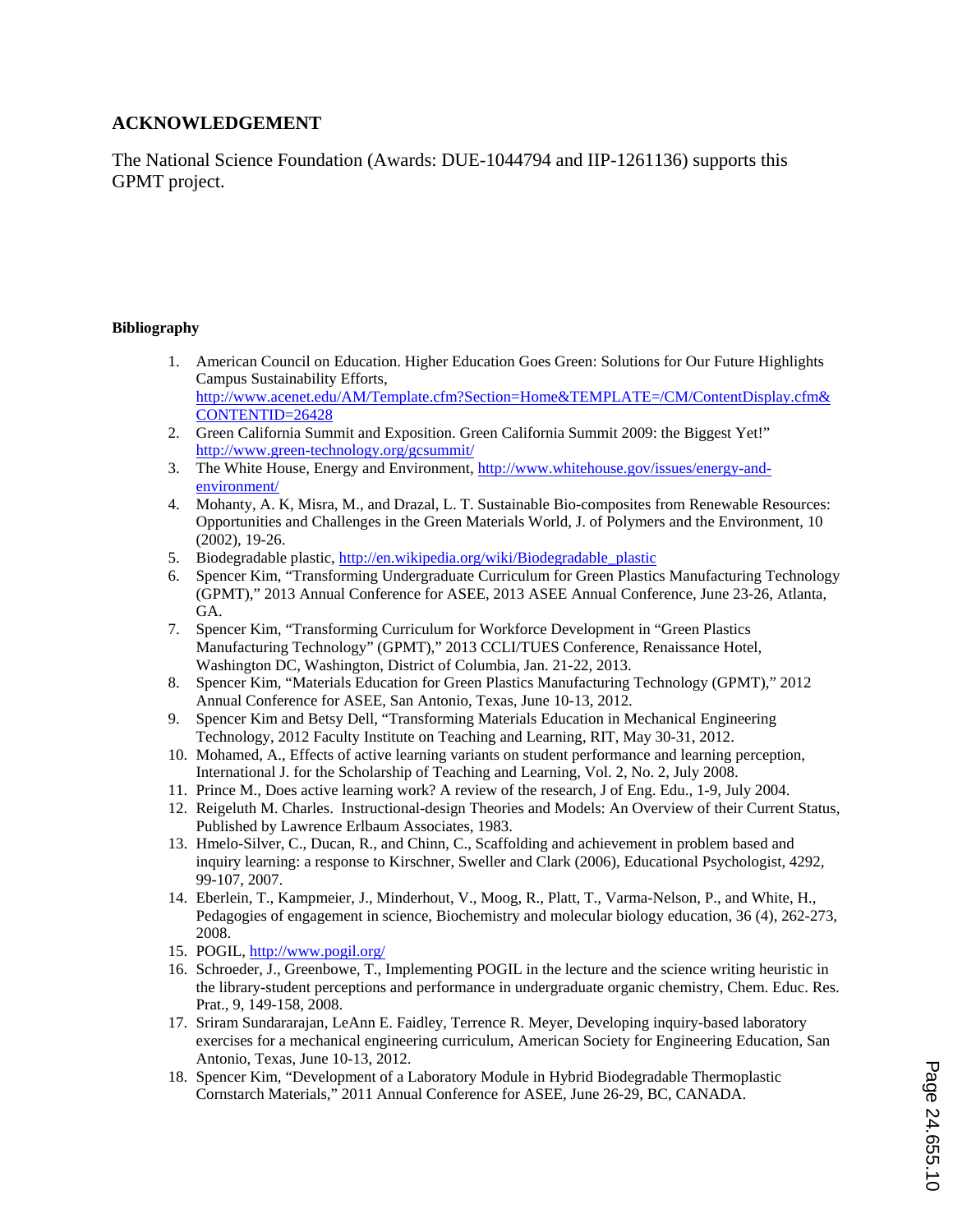## ACKNOWLEDGEMENT

The National Science Foundation (Awards: DUE-1044794 and IIP-1261136) supports this GPMT project.

**Bibliography**

1. American Council on Education. Higher Education Goes Green: Solutions for Our Future Highlights Campus Sustainability Efforts, http://www.acenet.edu/AM/Template.cfm?Section=Home&TEMPLATE=/CM/ContentDisplay.cfm&CONTENTID=26428
2. Green California Summit and Exposition. Green California Summit 2009: the Biggest Yet!" http://www.green-technology.org/gcsummit/
3. The White House, Energy and Environment, http://www.whitehouse.gov/issues/energy-and-environment/
4. Mohanty, A. K, Misra, M., and Drazal, L. T. Sustainable Bio-composites from Renewable Resources: Opportunities and Challenges in the Green Materials World, J. of Polymers and the Environment, 10 (2002), 19-26.
5. Biodegradable plastic, http://en.wikipedia.org/wiki/Biodegradable_plastic
6. Spencer Kim, "Transforming Undergraduate Curriculum for Green Plastics Manufacturing Technology (GPMT)," 2013 Annual Conference for ASEE, 2013 ASEE Annual Conference, June 23-26, Atlanta, GA.
7. Spencer Kim, "Transforming Curriculum for Workforce Development in "Green Plastics Manufacturing Technology" (GPMT)," 2013 CCLI/TUES Conference, Renaissance Hotel, Washington DC, Washington, District of Columbia, Jan. 21-22, 2013.
8. Spencer Kim, "Materials Education for Green Plastics Manufacturing Technology (GPMT)," 2012 Annual Conference for ASEE, San Antonio, Texas, June 10-13, 2012.
9. Spencer Kim and Betsy Dell, "Transforming Materials Education in Mechanical Engineering Technology, 2012 Faculty Institute on Teaching and Learning, RIT, May 30-31, 2012.
10. Mohamed, A., Effects of active learning variants on student performance and learning perception, International J. for the Scholarship of Teaching and Learning, Vol. 2, No. 2, July 2008.
11. Prince M., Does active learning work? A review of the research, J of Eng. Edu., 1-9, July 2004.
12. Reigeluth M. Charles. Instructional-design Theories and Models: An Overview of their Current Status, Published by Lawrence Erlbaum Associates, 1983.
13. Hmelo-Silver, C., Ducan, R., and Chinn, C., Scaffolding and achievement in problem based and inquiry learning: a response to Kirschner, Sweller and Clark (2006), Educational Psychologist, 4292, 99-107, 2007.
14. Eberlein, T., Kampmeier, J., Minderhout, V., Moog, R., Platt, T., Varma-Nelson, P., and White, H., Pedagogies of engagement in science, Biochemistry and molecular biology education, 36 (4), 262-273, 2008.
15. POGIL, http://www.pogil.org/
16. Schroeder, J., Greenbowe, T., Implementing POGIL in the lecture and the science writing heuristic in the library-student perceptions and performance in undergraduate organic chemistry, Chem. Educ. Res. Prat., 9, 149-158, 2008.
17. Sriram Sundararajan, LeAnn E. Faidley, Terrence R. Meyer, Developing inquiry-based laboratory exercises for a mechanical engineering curriculum, American Society for Engineering Education, San Antonio, Texas, June 10-13, 2012.
18. Spencer Kim, "Development of a Laboratory Module in Hybrid Biodegradable Thermoplastic Cornstarch Materials," 2011 Annual Conference for ASEE, June 26-29, BC, CANADA.